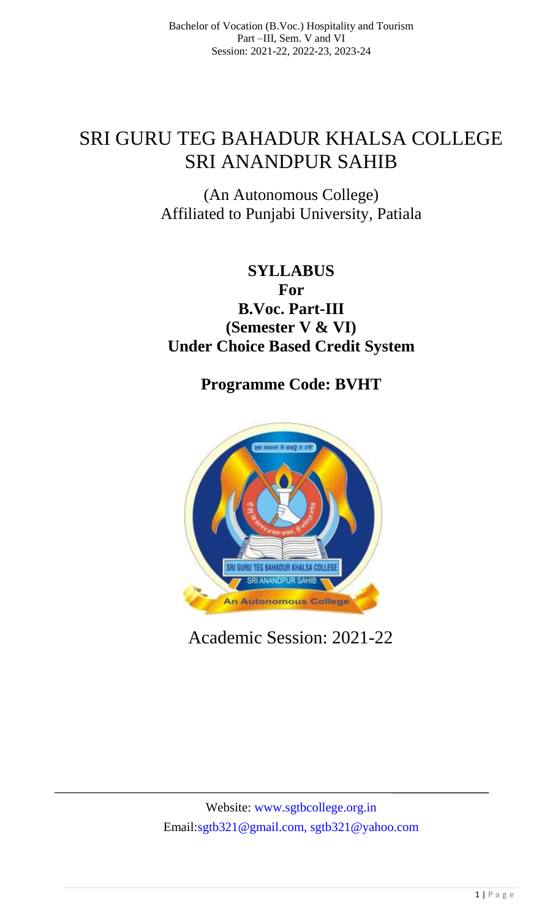# SRI GURU TEG BAHADUR KHALSA COLLEGE SRI ANANDPUR SAHIB

(An Autonomous College)
Affiliated to Punjabi University, Patiala

## SYLLABUS
## For
## B.Voc. Part-III
## (Semester V & VI)
## Under Choice Based Credit System

## Programme Code: BVHT

Academic Session: 2021-22

Website: www.sgtbcollege.org.in
Email:sgtb321@gmail.com, sgtb321@yahoo.com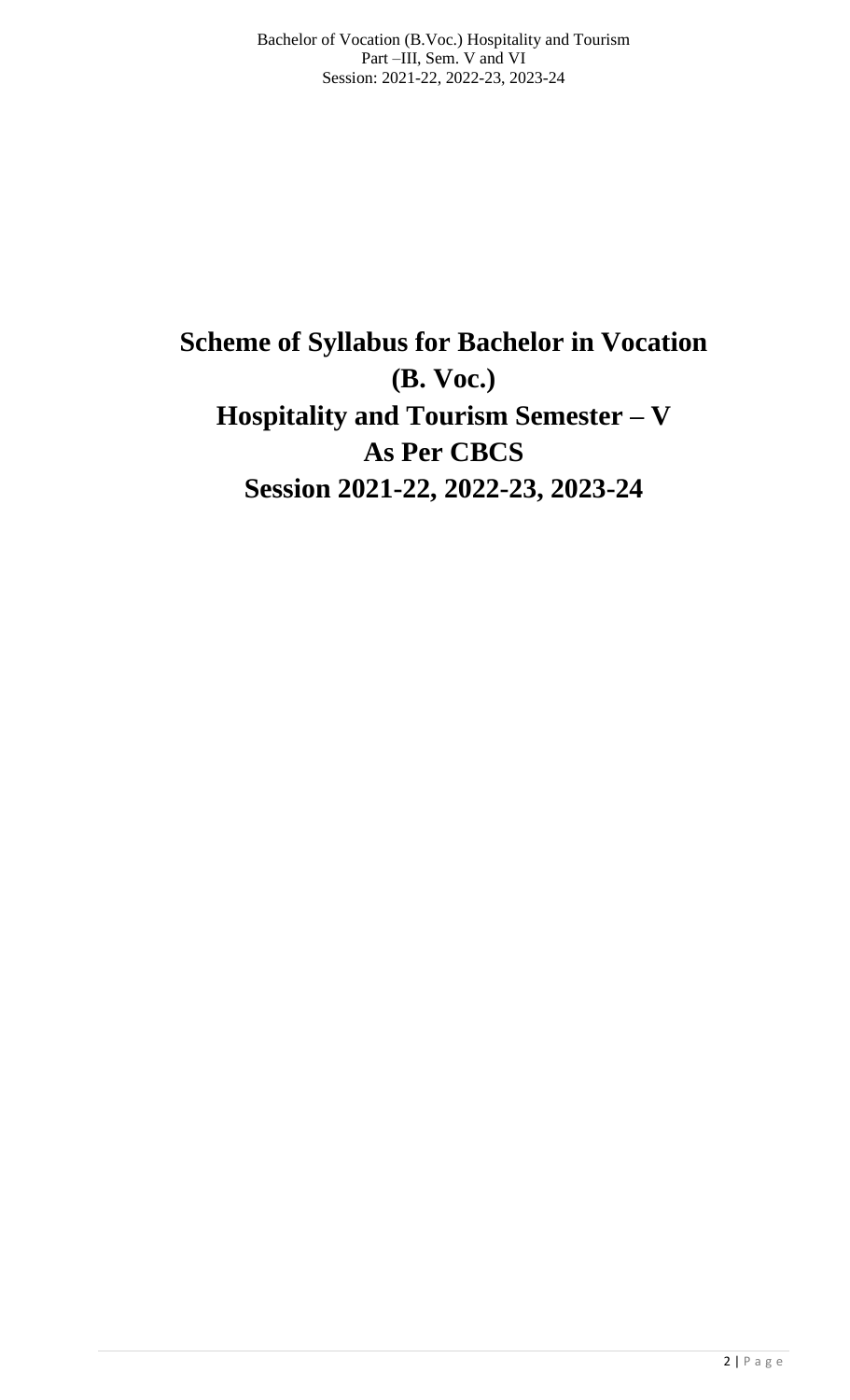# Scheme of Syllabus for Bachelor in Vocation (B. Voc.) Hospitality and Tourism Semester – V As Per CBCS Session 2021-22, 2022-23, 2023-24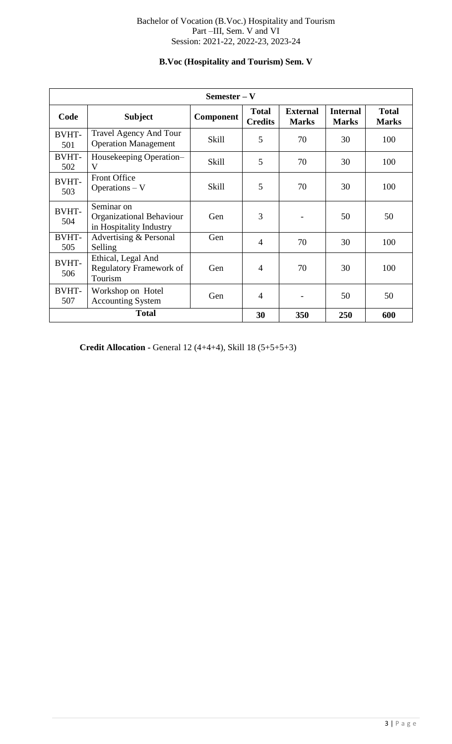Bachelor of Vocation (B.Voc.) Hospitality and Tourism
Part –III, Sem. V and VI
Session: 2021-22, 2022-23, 2023-24

## B.Voc (Hospitality and Tourism) Sem. V

| Semester – V | | | | | | |
|---|---|---|---|---|---|---|
| **Code** | **Subject** | **Component** | **Total Credits** | **External Marks** | **Internal Marks** | **Total Marks** |
| BVHT-501 | Travel Agency And Tour Operation Management | Skill | 5 | 70 | 30 | 100 |
| BVHT-502 | Housekeeping Operation–V | Skill | 5 | 70 | 30 | 100 |
| BVHT-503 | Front Office Operations – V | Skill | 5 | 70 | 30 | 100 |
| BVHT-504 | Seminar on Organizational Behaviour in Hospitality Industry | Gen | 3 | - | 50 | 50 |
| BVHT-505 | Advertising & Personal Selling | Gen | 4 | 70 | 30 | 100 |
| BVHT-506 | Ethical, Legal And Regulatory Framework of Tourism | Gen | 4 | 70 | 30 | 100 |
| BVHT-507 | Workshop on Hotel Accounting System | Gen | 4 | - | 50 | 50 |
| **Total** | | | **30** | **350** | **250** | **600** |

**Credit Allocation -** General 12 (4+4+4), Skill 18 (5+5+5+3)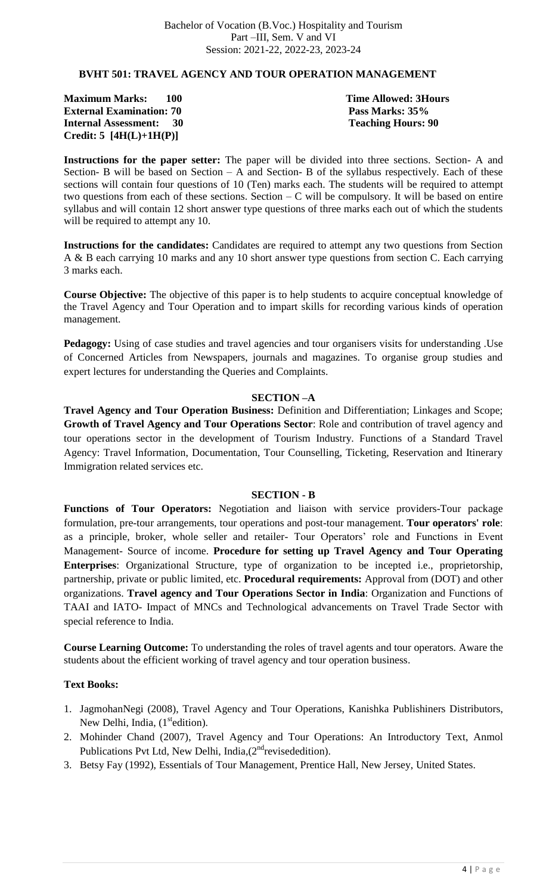Bachelor of Vocation (B.Voc.) Hospitality and Tourism
Part –III, Sem. V and VI
Session: 2021-22, 2022-23, 2023-24

## BVHT 501: TRAVEL AGENCY AND TOUR OPERATION MANAGEMENT

**Maximum Marks: 100** **Time Allowed: 3Hours**
**External Examination: 70** **Pass Marks: 35%**
**Internal Assessment: 30** **Teaching Hours: 90**
**Credit: 5 [4H(L)+1H(P)]**

**Instructions for the paper setter:** The paper will be divided into three sections. Section- A and Section- B will be based on Section – A and Section- B of the syllabus respectively. Each of these sections will contain four questions of 10 (Ten) marks each. The students will be required to attempt two questions from each of these sections. Section – C will be compulsory. It will be based on entire syllabus and will contain 12 short answer type questions of three marks each out of which the students will be required to attempt any 10.

**Instructions for the candidates:** Candidates are required to attempt any two questions from Section A & B each carrying 10 marks and any 10 short answer type questions from section C. Each carrying 3 marks each.

**Course Objective:** The objective of this paper is to help students to acquire conceptual knowledge of the Travel Agency and Tour Operation and to impart skills for recording various kinds of operation management.

**Pedagogy:** Using of case studies and travel agencies and tour organisers visits for understanding .Use of Concerned Articles from Newspapers, journals and magazines. To organise group studies and expert lectures for understanding the Queries and Complaints.

### SECTION –A

**Travel Agency and Tour Operation Business:** Definition and Differentiation; Linkages and Scope; **Growth of Travel Agency and Tour Operations Sector**: Role and contribution of travel agency and tour operations sector in the development of Tourism Industry. Functions of a Standard Travel Agency: Travel Information, Documentation, Tour Counselling, Ticketing, Reservation and Itinerary Immigration related services etc.

### SECTION - B

**Functions of Tour Operators:** Negotiation and liaison with service providers-Tour package formulation, pre-tour arrangements, tour operations and post-tour management. **Tour operators' role**: as a principle, broker, whole seller and retailer- Tour Operators' role and Functions in Event Management- Source of income. **Procedure for setting up Travel Agency and Tour Operating Enterprises**: Organizational Structure, type of organization to be incepted i.e., proprietorship, partnership, private or public limited, etc. **Procedural requirements:** Approval from (DOT) and other organizations. **Travel agency and Tour Operations Sector in India**: Organization and Functions of TAAI and IATO- Impact of MNCs and Technological advancements on Travel Trade Sector with special reference to India.

**Course Learning Outcome:** To understanding the roles of travel agents and tour operators. Aware the students about the efficient working of travel agency and tour operation business.

**Text Books:**

1. JagmohanNegi (2008), Travel Agency and Tour Operations, Kanishka Publishiners Distributors, New Delhi, India, (1stedition).
2. Mohinder Chand (2007), Travel Agency and Tour Operations: An Introductory Text, Anmol Publications Pvt Ltd, New Delhi, India,(2ndrevisededition).
3. Betsy Fay (1992), Essentials of Tour Management, Prentice Hall, New Jersey, United States.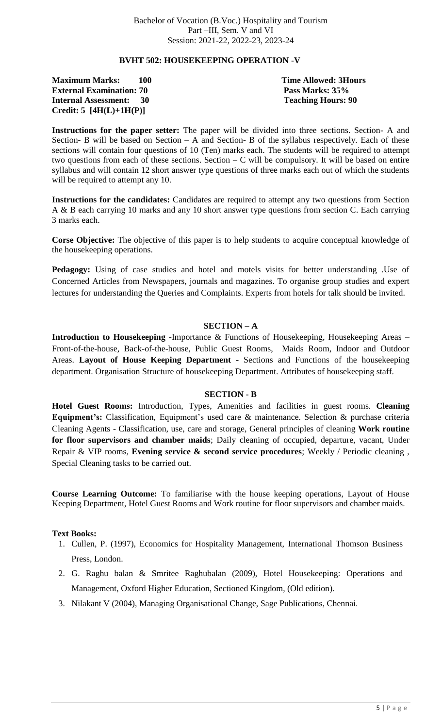Bachelor of Vocation (B.Voc.) Hospitality and Tourism
Part –III, Sem. V and VI
Session: 2021-22, 2022-23, 2023-24

## BVHT 502: HOUSEKEEPING OPERATION -V

**Maximum Marks: 100** **Time Allowed: 3Hours**
**External Examination: 70** **Pass Marks: 35%**
**Internal Assessment: 30** **Teaching Hours: 90**
**Credit: 5 [4H(L)+1H(P)]**

**Instructions for the paper setter:** The paper will be divided into three sections. Section- A and Section- B will be based on Section – A and Section- B of the syllabus respectively. Each of these sections will contain four questions of 10 (Ten) marks each. The students will be required to attempt two questions from each of these sections. Section – C will be compulsory. It will be based on entire syllabus and will contain 12 short answer type questions of three marks each out of which the students will be required to attempt any 10.

**Instructions for the candidates:** Candidates are required to attempt any two questions from Section A & B each carrying 10 marks and any 10 short answer type questions from section C. Each carrying 3 marks each.

**Corse Objective:** The objective of this paper is to help students to acquire conceptual knowledge of the housekeeping operations.

**Pedagogy:** Using of case studies and hotel and motels visits for better understanding .Use of Concerned Articles from Newspapers, journals and magazines. To organise group studies and expert lectures for understanding the Queries and Complaints. Experts from hotels for talk should be invited.

### SECTION – A

**Introduction to Housekeeping** -Importance & Functions of Housekeeping, Housekeeping Areas – Front-of-the-house, Back-of-the-house, Public Guest Rooms, Maids Room, Indoor and Outdoor Areas. **Layout of House Keeping Department** - Sections and Functions of the housekeeping department. Organisation Structure of housekeeping Department. Attributes of housekeeping staff.

### SECTION - B

**Hotel Guest Rooms:** Introduction, Types, Amenities and facilities in guest rooms. **Cleaning Equipment's:** Classification, Equipment's used care & maintenance. Selection & purchase criteria Cleaning Agents - Classification, use, care and storage, General principles of cleaning **Work routine for floor supervisors and chamber maids**; Daily cleaning of occupied, departure, vacant, Under Repair & VIP rooms, **Evening service & second service procedures**; Weekly / Periodic cleaning , Special Cleaning tasks to be carried out.

**Course Learning Outcome:** To familiarise with the house keeping operations, Layout of House Keeping Department, Hotel Guest Rooms and Work routine for floor supervisors and chamber maids.

**Text Books:**

1. Cullen, P. (1997), Economics for Hospitality Management, International Thomson Business Press, London.
2. G. Raghu balan & Smritee Raghubalan (2009), Hotel Housekeeping: Operations and Management, Oxford Higher Education, Sectioned Kingdom, (Old edition).
3. Nilakant V (2004), Managing Organisational Change, Sage Publications, Chennai.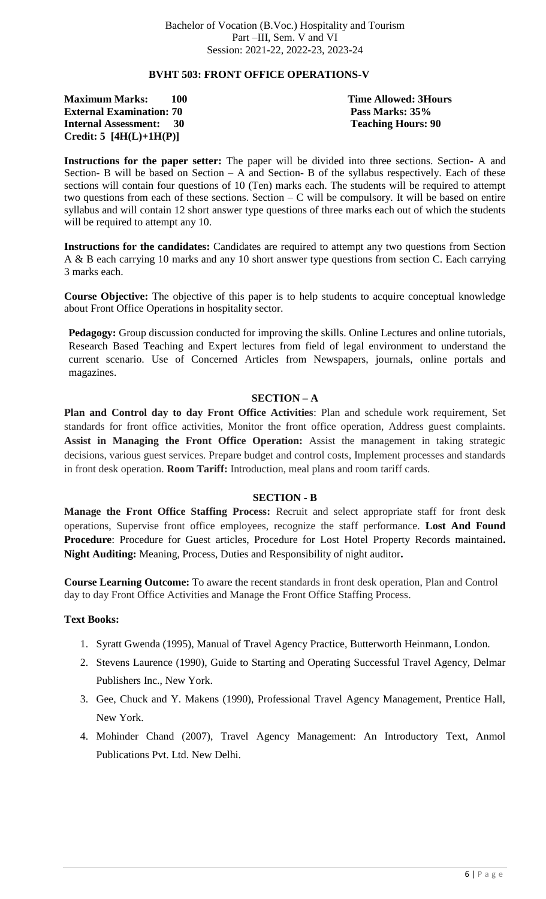Bachelor of Vocation (B.Voc.) Hospitality and Tourism
Part –III, Sem. V and VI
Session: 2021-22, 2022-23, 2023-24

## BVHT 503: FRONT OFFICE OPERATIONS-V

**Maximum Marks: 100** | **Time Allowed: 3Hours**
**External Examination: 70** | **Pass Marks: 35%**
**Internal Assessment: 30** | **Teaching Hours: 90**
**Credit: 5 [4H(L)+1H(P)]**

**Instructions for the paper setter:** The paper will be divided into three sections. Section- A and Section- B will be based on Section – A and Section- B of the syllabus respectively. Each of these sections will contain four questions of 10 (Ten) marks each. The students will be required to attempt two questions from each of these sections. Section – C will be compulsory. It will be based on entire syllabus and will contain 12 short answer type questions of three marks each out of which the students will be required to attempt any 10.

**Instructions for the candidates:** Candidates are required to attempt any two questions from Section A & B each carrying 10 marks and any 10 short answer type questions from section C. Each carrying 3 marks each.

**Course Objective:** The objective of this paper is to help students to acquire conceptual knowledge about Front Office Operations in hospitality sector.

**Pedagogy:** Group discussion conducted for improving the skills. Online Lectures and online tutorials, Research Based Teaching and Expert lectures from field of legal environment to understand the current scenario. Use of Concerned Articles from Newspapers, journals, online portals and magazines.

### SECTION – A

**Plan and Control day to day Front Office Activities**: Plan and schedule work requirement, Set standards for front office activities, Monitor the front office operation, Address guest complaints. **Assist in Managing the Front Office Operation:** Assist the management in taking strategic decisions, various guest services. Prepare budget and control costs, Implement processes and standards in front desk operation. **Room Tariff:** Introduction, meal plans and room tariff cards.

### SECTION - B

**Manage the Front Office Staffing Process:** Recruit and select appropriate staff for front desk operations, Supervise front office employees, recognize the staff performance. **Lost And Found Procedure**: Procedure for Guest articles, Procedure for Lost Hotel Property Records maintained**.** **Night Auditing:** Meaning, Process, Duties and Responsibility of night auditor**.**

**Course Learning Outcome:** To aware the recent standards in front desk operation, Plan and Control day to day Front Office Activities and Manage the Front Office Staffing Process.

**Text Books:**

1. Syratt Gwenda (1995), Manual of Travel Agency Practice, Butterworth Heinmann, London.
2. Stevens Laurence (1990), Guide to Starting and Operating Successful Travel Agency, Delmar Publishers Inc., New York.
3. Gee, Chuck and Y. Makens (1990), Professional Travel Agency Management, Prentice Hall, New York.
4. Mohinder Chand (2007), Travel Agency Management: An Introductory Text, Anmol Publications Pvt. Ltd. New Delhi.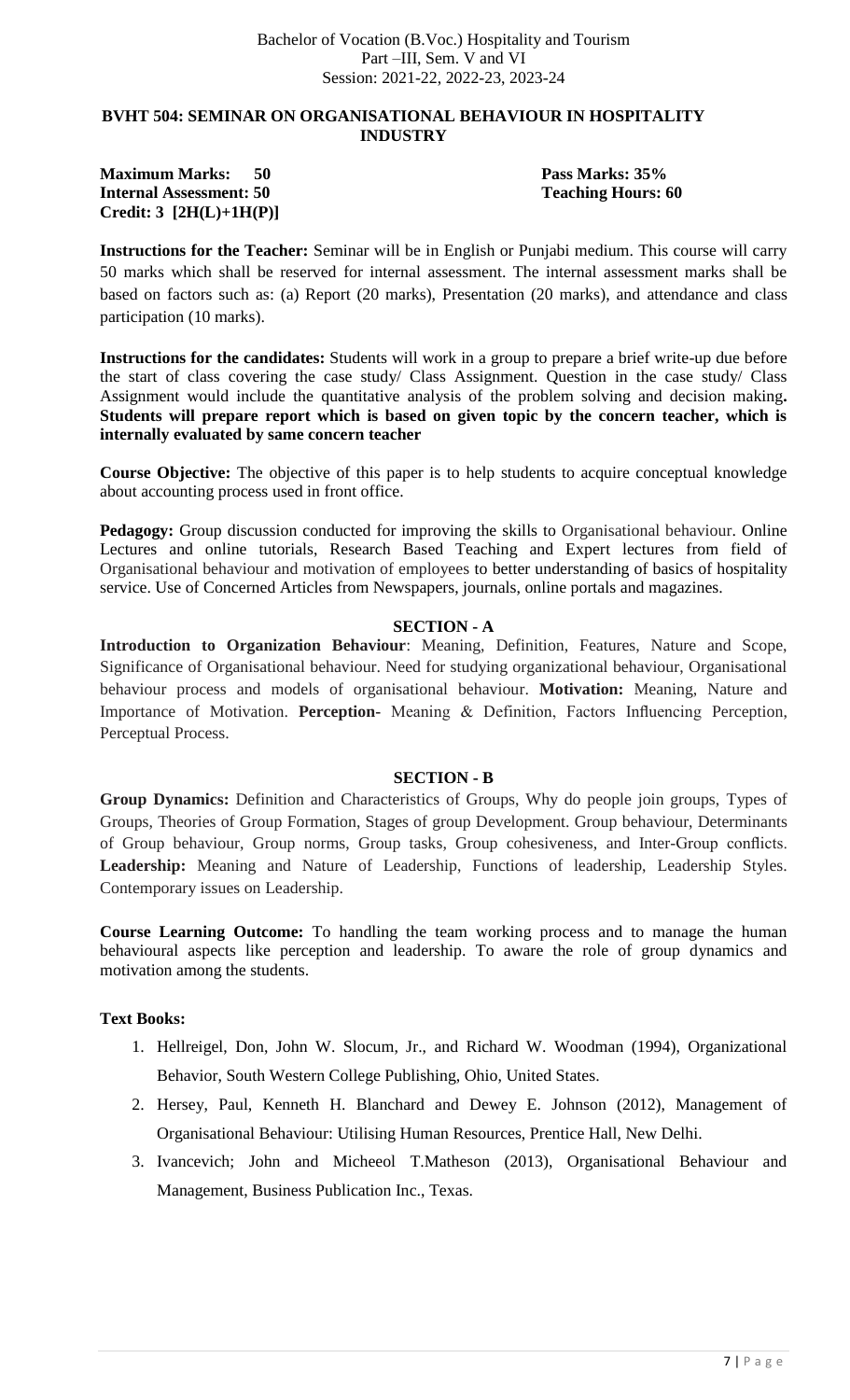Bachelor of Vocation (B.Voc.) Hospitality and Tourism
Part –III, Sem. V and VI
Session: 2021-22, 2022-23, 2023-24

## BVHT 504: SEMINAR ON ORGANISATIONAL BEHAVIOUR IN HOSPITALITY INDUSTRY

**Maximum Marks: 50** **Pass Marks: 35%**
**Internal Assessment: 50** **Teaching Hours: 60**
**Credit: 3 [2H(L)+1H(P)]**

**Instructions for the Teacher:** Seminar will be in English or Punjabi medium. This course will carry 50 marks which shall be reserved for internal assessment. The internal assessment marks shall be based on factors such as: (a) Report (20 marks), Presentation (20 marks), and attendance and class participation (10 marks).

**Instructions for the candidates:** Students will work in a group to prepare a brief write-up due before the start of class covering the case study/ Class Assignment. Question in the case study/ Class Assignment would include the quantitative analysis of the problem solving and decision making**. Students will prepare report which is based on given topic by the concern teacher, which is internally evaluated by same concern teacher**

**Course Objective:** The objective of this paper is to help students to acquire conceptual knowledge about accounting process used in front office.

**Pedagogy:** Group discussion conducted for improving the skills to Organisational behaviour. Online Lectures and online tutorials, Research Based Teaching and Expert lectures from field of Organisational behaviour and motivation of employees to better understanding of basics of hospitality service. Use of Concerned Articles from Newspapers, journals, online portals and magazines.

### SECTION - A

**Introduction to Organization Behaviour**: Meaning, Definition, Features, Nature and Scope, Significance of Organisational behaviour. Need for studying organizational behaviour, Organisational behaviour process and models of organisational behaviour. **Motivation:** Meaning, Nature and Importance of Motivation. **Perception-** Meaning & Definition, Factors Influencing Perception, Perceptual Process.

### SECTION - B

**Group Dynamics:** Definition and Characteristics of Groups, Why do people join groups, Types of Groups, Theories of Group Formation, Stages of group Development. Group behaviour, Determinants of Group behaviour, Group norms, Group tasks, Group cohesiveness, and Inter-Group conflicts. **Leadership:** Meaning and Nature of Leadership, Functions of leadership, Leadership Styles. Contemporary issues on Leadership.

**Course Learning Outcome:** To handling the team working process and to manage the human behavioural aspects like perception and leadership. To aware the role of group dynamics and motivation among the students.

**Text Books:**

1. Hellreigel, Don, John W. Slocum, Jr., and Richard W. Woodman (1994), Organizational Behavior, South Western College Publishing, Ohio, United States.
2. Hersey, Paul, Kenneth H. Blanchard and Dewey E. Johnson (2012), Management of Organisational Behaviour: Utilising Human Resources, Prentice Hall, New Delhi.
3. Ivancevich; John and Micheeol T.Matheson (2013), Organisational Behaviour and Management, Business Publication Inc., Texas.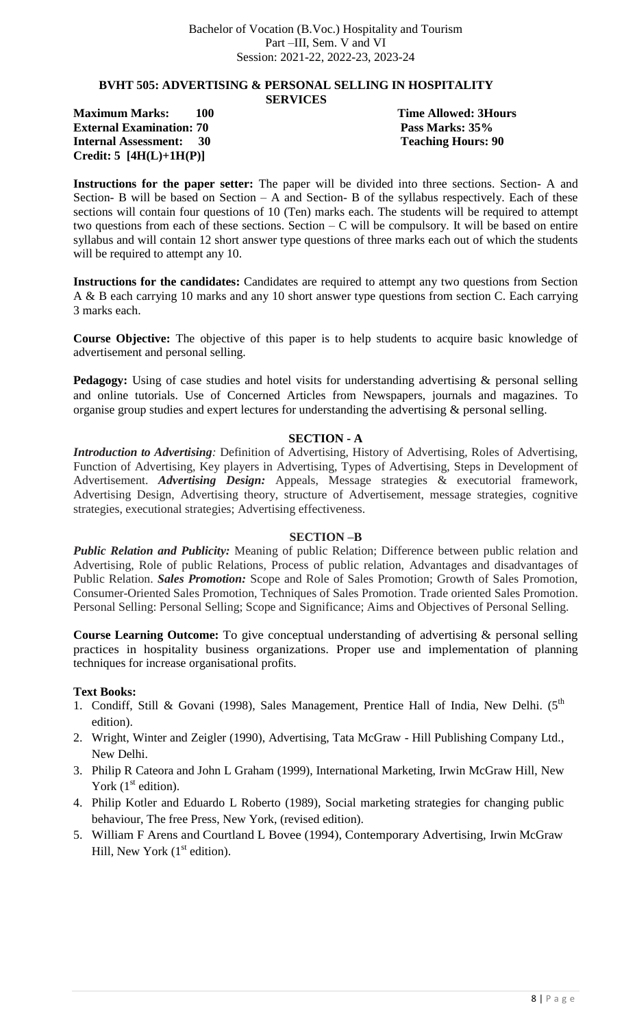Bachelor of Vocation (B.Voc.) Hospitality and Tourism
Part –III, Sem. V and VI
Session: 2021-22, 2022-23, 2023-24

## BVHT 505: ADVERTISING & PERSONAL SELLING IN HOSPITALITY SERVICES

**Maximum Marks: 100** | **Time Allowed: 3Hours**
**External Examination: 70** | **Pass Marks: 35%**
**Internal Assessment: 30** | **Teaching Hours: 90**
**Credit: 5 [4H(L)+1H(P)]**

**Instructions for the paper setter:** The paper will be divided into three sections. Section- A and Section- B will be based on Section – A and Section- B of the syllabus respectively. Each of these sections will contain four questions of 10 (Ten) marks each. The students will be required to attempt two questions from each of these sections. Section – C will be compulsory. It will be based on entire syllabus and will contain 12 short answer type questions of three marks each out of which the students will be required to attempt any 10.

**Instructions for the candidates:** Candidates are required to attempt any two questions from Section A & B each carrying 10 marks and any 10 short answer type questions from section C. Each carrying 3 marks each.

**Course Objective:** The objective of this paper is to help students to acquire basic knowledge of advertisement and personal selling.

**Pedagogy:** Using of case studies and hotel visits for understanding advertising & personal selling and online tutorials. Use of Concerned Articles from Newspapers, journals and magazines. To organise group studies and expert lectures for understanding the advertising & personal selling.

### SECTION - A

***Introduction to Advertising:*** Definition of Advertising, History of Advertising, Roles of Advertising, Function of Advertising, Key players in Advertising, Types of Advertising, Steps in Development of Advertisement. ***Advertising Design:*** Appeals, Message strategies & executorial framework, Advertising Design, Advertising theory, structure of Advertisement, message strategies, cognitive strategies, executional strategies; Advertising effectiveness.

### SECTION –B

***Public Relation and Publicity:*** Meaning of public Relation; Difference between public relation and Advertising, Role of public Relations, Process of public relation, Advantages and disadvantages of Public Relation. ***Sales Promotion:*** Scope and Role of Sales Promotion; Growth of Sales Promotion, Consumer-Oriented Sales Promotion, Techniques of Sales Promotion. Trade oriented Sales Promotion. Personal Selling: Personal Selling; Scope and Significance; Aims and Objectives of Personal Selling.

**Course Learning Outcome:** To give conceptual understanding of advertising & personal selling practices in hospitality business organizations. Proper use and implementation of planning techniques for increase organisational profits.

**Text Books:**

1. Condiff, Still & Govani (1998), Sales Management, Prentice Hall of India, New Delhi. (5th edition).
2. Wright, Winter and Zeigler (1990), Advertising, Tata McGraw - Hill Publishing Company Ltd., New Delhi.
3. Philip R Cateora and John L Graham (1999), International Marketing, Irwin McGraw Hill, New York (1st edition).
4. Philip Kotler and Eduardo L Roberto (1989), Social marketing strategies for changing public behaviour, The free Press, New York, (revised edition).
5. William F Arens and Courtland L Bovee (1994), Contemporary Advertising, Irwin McGraw Hill, New York (1st edition).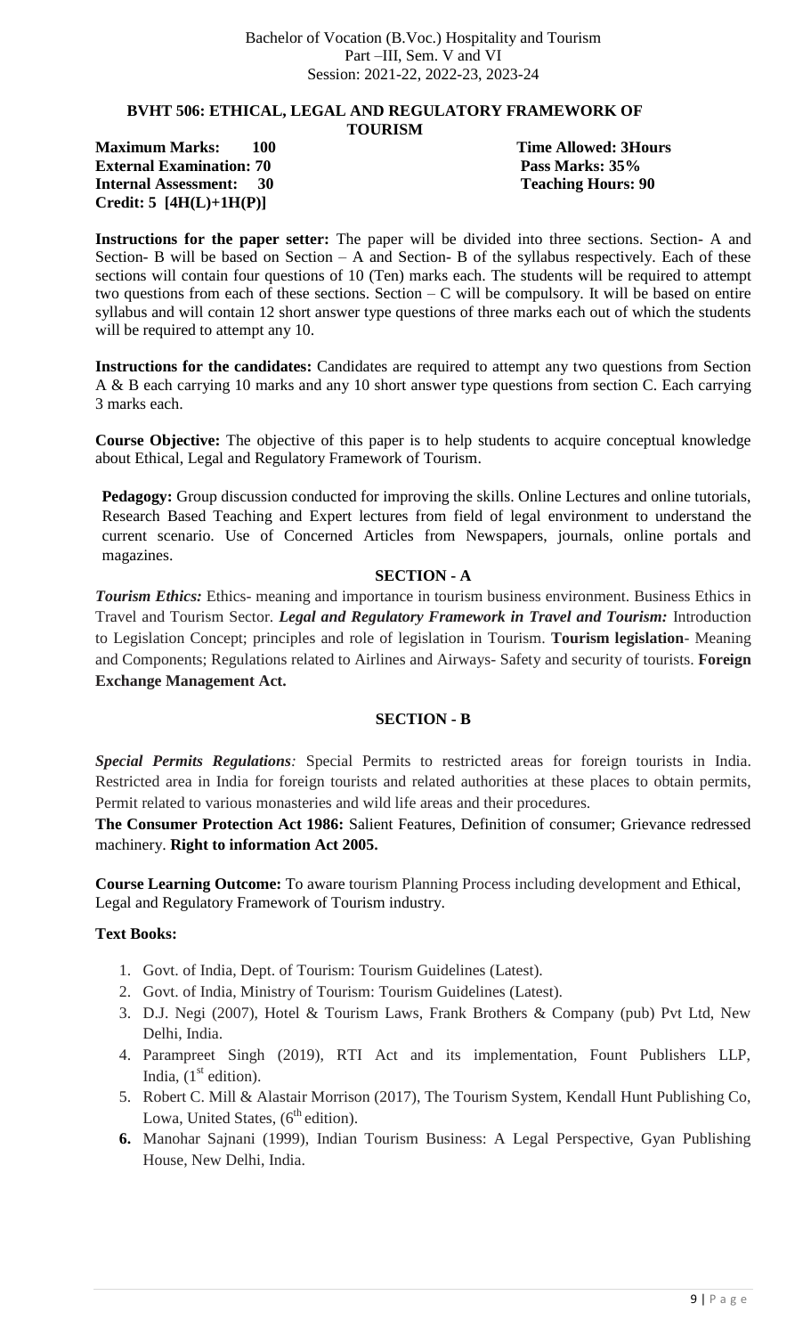Bachelor of Vocation (B.Voc.) Hospitality and Tourism
Part –III, Sem. V and VI
Session: 2021-22, 2022-23, 2023-24

## BVHT 506: ETHICAL, LEGAL AND REGULATORY FRAMEWORK OF TOURISM

**Maximum Marks: 100**
**External Examination: 70**
**Internal Assessment: 30**
**Credit: 5 [4H(L)+1H(P)]**

**Time Allowed: 3Hours**
**Pass Marks: 35%**
**Teaching Hours: 90**

**Instructions for the paper setter:** The paper will be divided into three sections. Section- A and Section- B will be based on Section – A and Section- B of the syllabus respectively. Each of these sections will contain four questions of 10 (Ten) marks each. The students will be required to attempt two questions from each of these sections. Section – C will be compulsory. It will be based on entire syllabus and will contain 12 short answer type questions of three marks each out of which the students will be required to attempt any 10.

**Instructions for the candidates:** Candidates are required to attempt any two questions from Section A & B each carrying 10 marks and any 10 short answer type questions from section C. Each carrying 3 marks each.

**Course Objective:** The objective of this paper is to help students to acquire conceptual knowledge about Ethical, Legal and Regulatory Framework of Tourism.

**Pedagogy:** Group discussion conducted for improving the skills. Online Lectures and online tutorials, Research Based Teaching and Expert lectures from field of legal environment to understand the current scenario. Use of Concerned Articles from Newspapers, journals, online portals and magazines.

### SECTION - A

***Tourism Ethics:*** Ethics- meaning and importance in tourism business environment. Business Ethics in Travel and Tourism Sector. ***Legal and Regulatory Framework in Travel and Tourism:*** Introduction to Legislation Concept; principles and role of legislation in Tourism. **Tourism legislation**- Meaning and Components; Regulations related to Airlines and Airways- Safety and security of tourists. **Foreign Exchange Management Act.**

### SECTION - B

***Special Permits Regulations**:* Special Permits to restricted areas for foreign tourists in India. Restricted area in India for foreign tourists and related authorities at these places to obtain permits, Permit related to various monasteries and wild life areas and their procedures.

**The Consumer Protection Act 1986:** Salient Features, Definition of consumer; Grievance redressed machinery. **Right to information Act 2005.**

**Course Learning Outcome:** To aware tourism Planning Process including development and Ethical, Legal and Regulatory Framework of Tourism industry.

**Text Books:**

1. Govt. of India, Dept. of Tourism: Tourism Guidelines (Latest).
2. Govt. of India, Ministry of Tourism: Tourism Guidelines (Latest).
3. D.J. Negi (2007), Hotel & Tourism Laws, Frank Brothers & Company (pub) Pvt Ltd, New Delhi, India.
4. Parampreet Singh (2019), RTI Act and its implementation, Fount Publishers LLP, India, (1st edition).
5. Robert C. Mill & Alastair Morrison (2017), The Tourism System, Kendall Hunt Publishing Co, Lowa, United States, (6th edition).
6. Manohar Sajnani (1999), Indian Tourism Business: A Legal Perspective, Gyan Publishing House, New Delhi, India.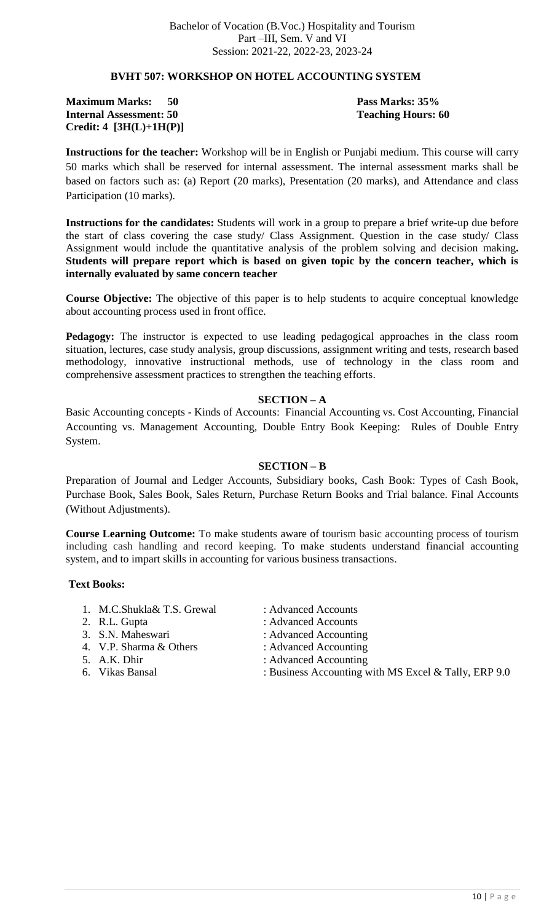Bachelor of Vocation (B.Voc.) Hospitality and Tourism
Part –III, Sem. V and VI
Session: 2021-22, 2022-23, 2023-24

## BVHT 507: WORKSHOP ON HOTEL ACCOUNTING SYSTEM

**Maximum Marks: 50** | **Pass Marks: 35%**
**Internal Assessment: 50** | **Teaching Hours: 60**
**Credit: 4 [3H(L)+1H(P)]**

**Instructions for the teacher:** Workshop will be in English or Punjabi medium. This course will carry 50 marks which shall be reserved for internal assessment. The internal assessment marks shall be based on factors such as: (a) Report (20 marks), Presentation (20 marks), and Attendance and class Participation (10 marks).

**Instructions for the candidates:** Students will work in a group to prepare a brief write-up due before the start of class covering the case study/ Class Assignment. Question in the case study/ Class Assignment would include the quantitative analysis of the problem solving and decision making**. Students will prepare report which is based on given topic by the concern teacher, which is internally evaluated by same concern teacher**

**Course Objective:** The objective of this paper is to help students to acquire conceptual knowledge about accounting process used in front office.

**Pedagogy:** The instructor is expected to use leading pedagogical approaches in the class room situation, lectures, case study analysis, group discussions, assignment writing and tests, research based methodology, innovative instructional methods, use of technology in the class room and comprehensive assessment practices to strengthen the teaching efforts.

### SECTION – A

Basic Accounting concepts - Kinds of Accounts: Financial Accounting vs. Cost Accounting, Financial Accounting vs. Management Accounting, Double Entry Book Keeping: Rules of Double Entry System.

### SECTION – B

Preparation of Journal and Ledger Accounts, Subsidiary books, Cash Book: Types of Cash Book, Purchase Book, Sales Book, Sales Return, Purchase Return Books and Trial balance. Final Accounts (Without Adjustments).

**Course Learning Outcome:** To make students aware of tourism basic accounting process of tourism including cash handling and record keeping. To make students understand financial accounting system, and to impart skills in accounting for various business transactions.

**Text Books:**

1. M.C.Shukla& T.S. Grewal : Advanced Accounts
2. R.L. Gupta : Advanced Accounts
3. S.N. Maheswari : Advanced Accounting
4. V.P. Sharma & Others : Advanced Accounting
5. A.K. Dhir : Advanced Accounting
6. Vikas Bansal : Business Accounting with MS Excel & Tally, ERP 9.0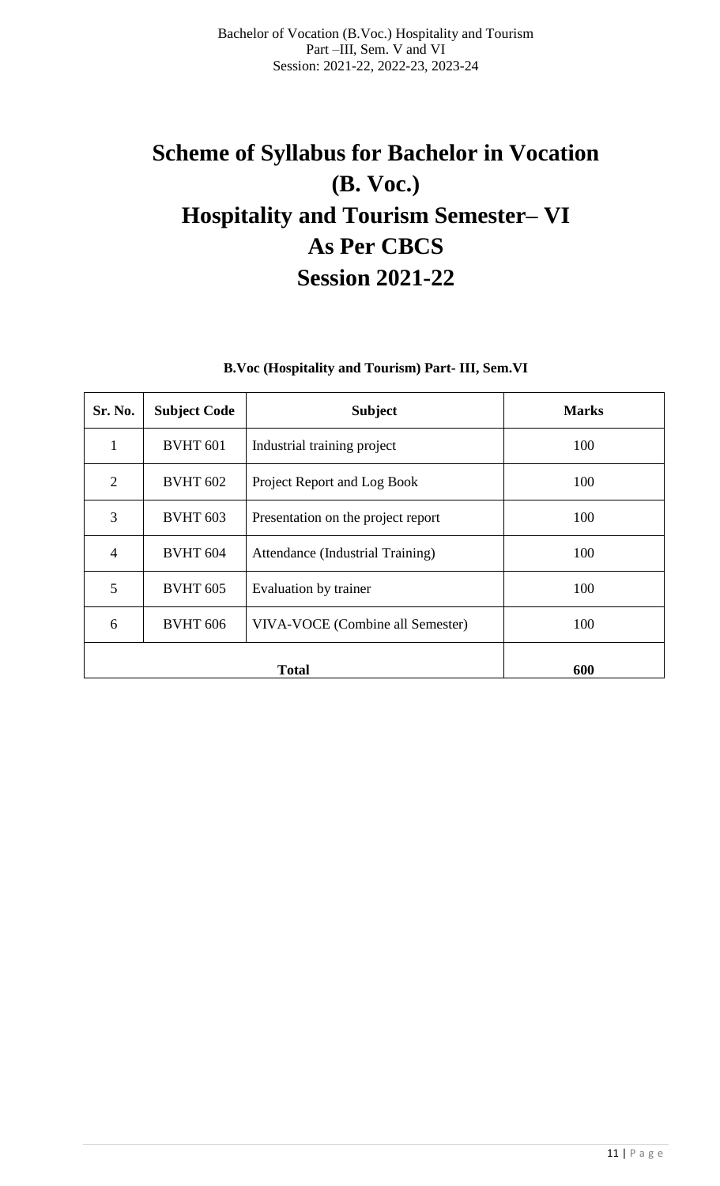# Scheme of Syllabus for Bachelor in Vocation (B. Voc.) Hospitality and Tourism Semester– VI As Per CBCS Session 2021-22

**B.Voc (Hospitality and Tourism) Part- III, Sem.VI**

| Sr. No. | Subject Code | Subject | Marks |
|---|---|---|---|
| 1 | BVHT 601 | Industrial training project | 100 |
| 2 | BVHT 602 | Project Report and Log Book | 100 |
| 3 | BVHT 603 | Presentation on the project report | 100 |
| 4 | BVHT 604 | Attendance (Industrial Training) | 100 |
| 5 | BVHT 605 | Evaluation by trainer | 100 |
| 6 | BVHT 606 | VIVA-VOCE (Combine all Semester) | 100 |
| **Total** | | | **600** |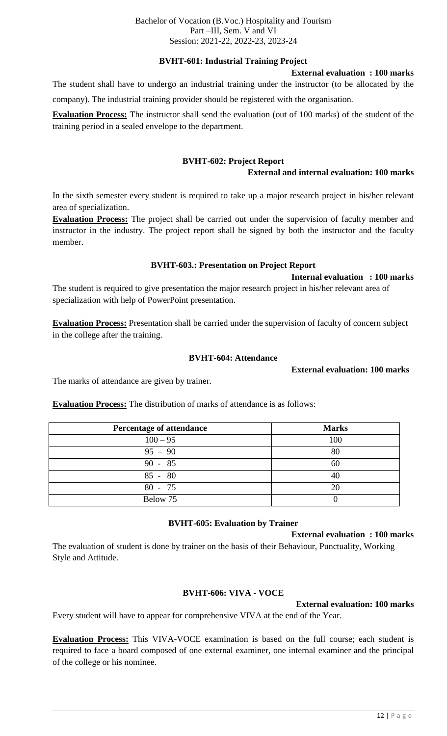Bachelor of Vocation (B.Voc.) Hospitality and Tourism
Part –III, Sem. V and VI
Session: 2021-22, 2022-23, 2023-24

### BVHT-601: Industrial Training Project

**External evaluation : 100 marks**

The student shall have to undergo an industrial training under the instructor (to be allocated by the company). The industrial training provider should be registered with the organisation.

**Evaluation Process:** The instructor shall send the evaluation (out of 100 marks) of the student of the training period in a sealed envelope to the department.

### BVHT-602: Project Report

**External and internal evaluation: 100 marks**

In the sixth semester every student is required to take up a major research project in his/her relevant area of specialization.

**Evaluation Process:** The project shall be carried out under the supervision of faculty member and instructor in the industry. The project report shall be signed by both the instructor and the faculty member.

### BVHT-603.: Presentation on Project Report

**Internal evaluation : 100 marks**

The student is required to give presentation the major research project in his/her relevant area of specialization with help of PowerPoint presentation.

**Evaluation Process:** Presentation shall be carried under the supervision of faculty of concern subject in the college after the training.

### BVHT-604: Attendance

**External evaluation: 100 marks**

The marks of attendance are given by trainer.

**Evaluation Process:** The distribution of marks of attendance is as follows:

| Percentage of attendance | Marks |
|---|---|
| 100 – 95 | 100 |
| 95 – 90 | 80 |
| 90 - 85 | 60 |
| 85 - 80 | 40 |
| 80 - 75 | 20 |
| Below 75 | 0 |

### BVHT-605: Evaluation by Trainer

**External evaluation : 100 marks**

The evaluation of student is done by trainer on the basis of their Behaviour, Punctuality, Working Style and Attitude.

### BVHT-606: VIVA - VOCE

**External evaluation: 100 marks**

Every student will have to appear for comprehensive VIVA at the end of the Year.

**Evaluation Process:** This VIVA-VOCE examination is based on the full course; each student is required to face a board composed of one external examiner, one internal examiner and the principal of the college or his nominee.